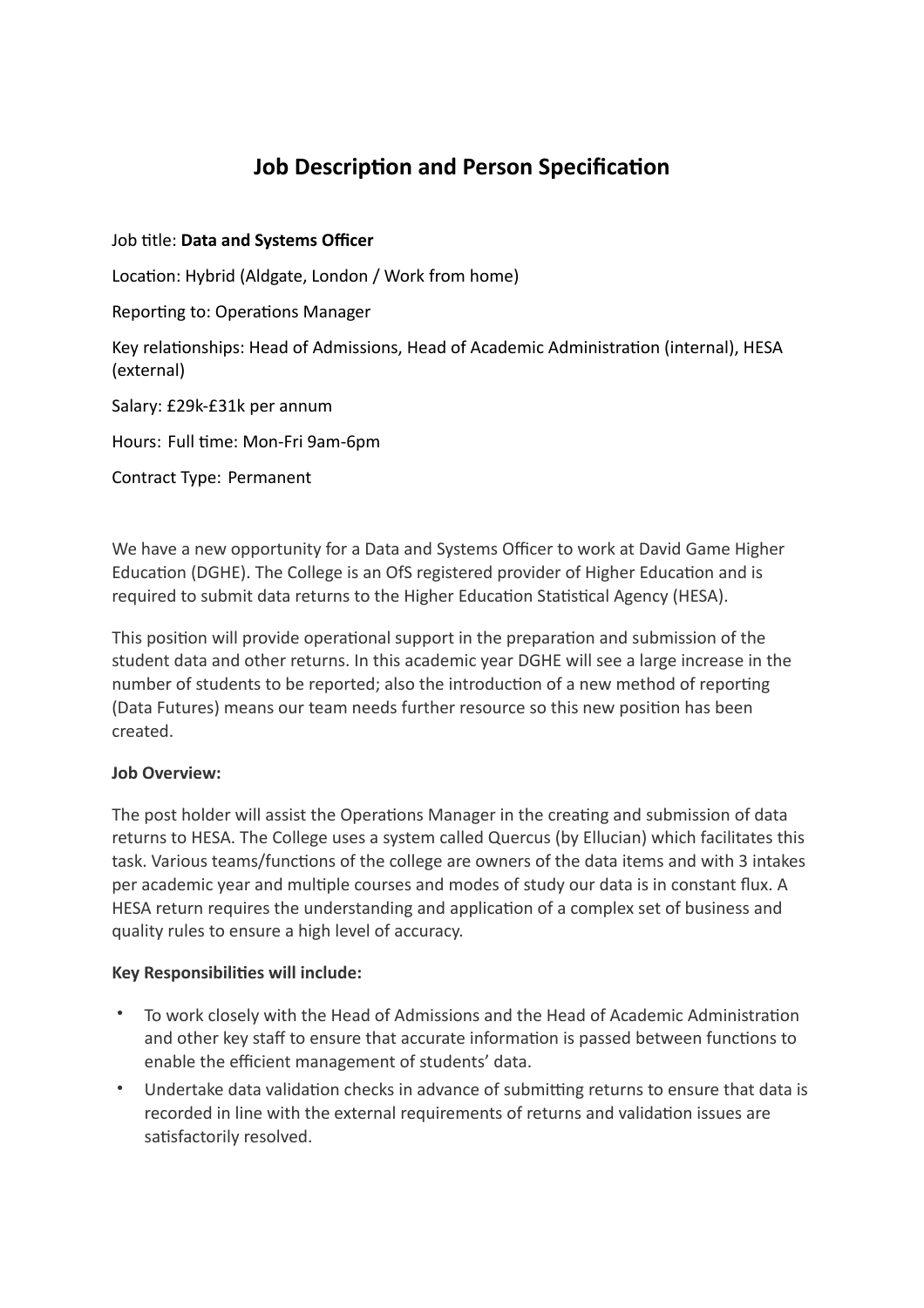# Job Description and Person Specification

Job title: **Data and Systems Officer**

Location: Hybrid (Aldgate, London / Work from home)

Reporting to: Operations Manager

Key relationships: Head of Admissions, Head of Academic Administration (internal), HESA (external)

Salary: £29k-£31k per annum

Hours: Full time: Mon-Fri 9am-6pm

Contract Type: Permanent

We have a new opportunity for a Data and Systems Officer to work at David Game Higher Education (DGHE). The College is an OfS registered provider of Higher Education and is required to submit data returns to the Higher Education Statistical Agency (HESA).

This position will provide operational support in the preparation and submission of the student data and other returns. In this academic year DGHE will see a large increase in the number of students to be reported; also the introduction of a new method of reporting (Data Futures) means our team needs further resource so this new position has been created.

**Job Overview:**

The post holder will assist the Operations Manager in the creating and submission of data returns to HESA. The College uses a system called Quercus (by Ellucian) which facilitates this task. Various teams/functions of the college are owners of the data items and with 3 intakes per academic year and multiple courses and modes of study our data is in constant flux. A HESA return requires the understanding and application of a complex set of business and quality rules to ensure a high level of accuracy.

**Key Responsibilities will include:**

- To work closely with the Head of Admissions and the Head of Academic Administration and other key staff to ensure that accurate information is passed between functions to enable the efficient management of students' data.
- Undertake data validation checks in advance of submitting returns to ensure that data is recorded in line with the external requirements of returns and validation issues are satisfactorily resolved.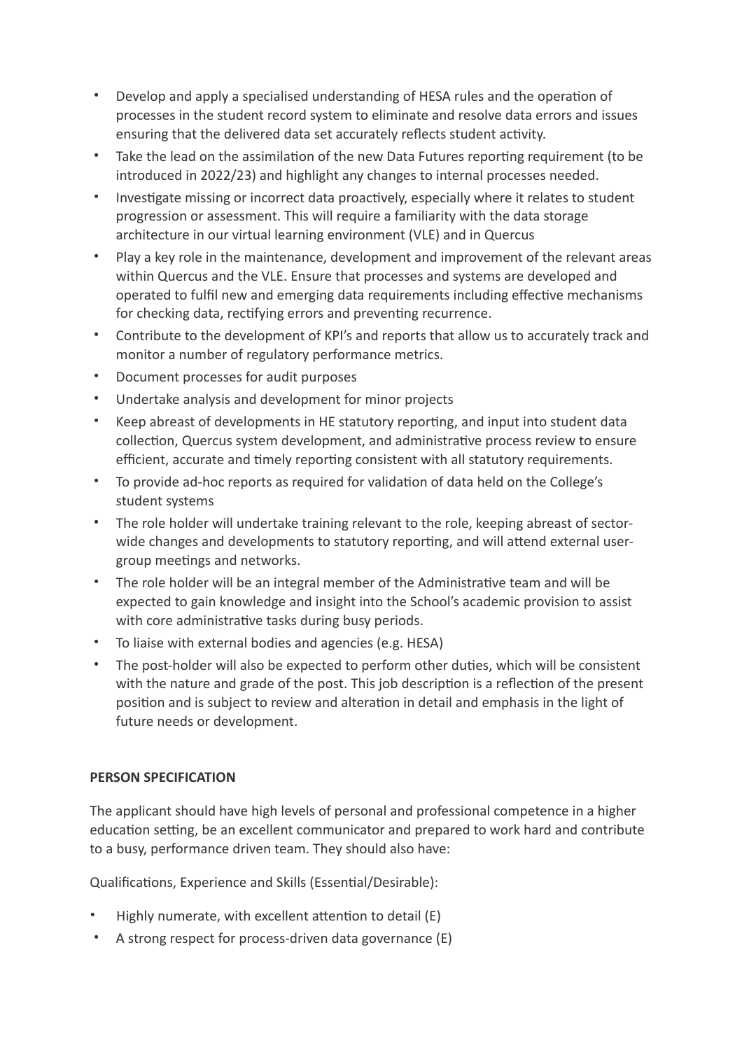- Develop and apply a specialised understanding of HESA rules and the operation of processes in the student record system to eliminate and resolve data errors and issues ensuring that the delivered data set accurately reflects student activity.
- Take the lead on the assimilation of the new Data Futures reporting requirement (to be introduced in 2022/23) and highlight any changes to internal processes needed.
- Investigate missing or incorrect data proactively, especially where it relates to student progression or assessment. This will require a familiarity with the data storage architecture in our virtual learning environment (VLE) and in Quercus
- Play a key role in the maintenance, development and improvement of the relevant areas within Quercus and the VLE. Ensure that processes and systems are developed and operated to fulfil new and emerging data requirements including effective mechanisms for checking data, rectifying errors and preventing recurrence.
- Contribute to the development of KPI's and reports that allow us to accurately track and monitor a number of regulatory performance metrics.
- Document processes for audit purposes
- Undertake analysis and development for minor projects
- Keep abreast of developments in HE statutory reporting, and input into student data collection, Quercus system development, and administrative process review to ensure efficient, accurate and timely reporting consistent with all statutory requirements.
- To provide ad-hoc reports as required for validation of data held on the College's student systems
- The role holder will undertake training relevant to the role, keeping abreast of sector-wide changes and developments to statutory reporting, and will attend external user-group meetings and networks.
- The role holder will be an integral member of the Administrative team and will be expected to gain knowledge and insight into the School's academic provision to assist with core administrative tasks during busy periods.
- To liaise with external bodies and agencies (e.g. HESA)
- The post-holder will also be expected to perform other duties, which will be consistent with the nature and grade of the post. This job description is a reflection of the present position and is subject to review and alteration in detail and emphasis in the light of future needs or development.

**PERSON SPECIFICATION**

The applicant should have high levels of personal and professional competence in a higher education setting, be an excellent communicator and prepared to work hard and contribute to a busy, performance driven team. They should also have:

Qualifications, Experience and Skills (Essential/Desirable):

- Highly numerate, with excellent attention to detail (E)
- A strong respect for process-driven data governance (E)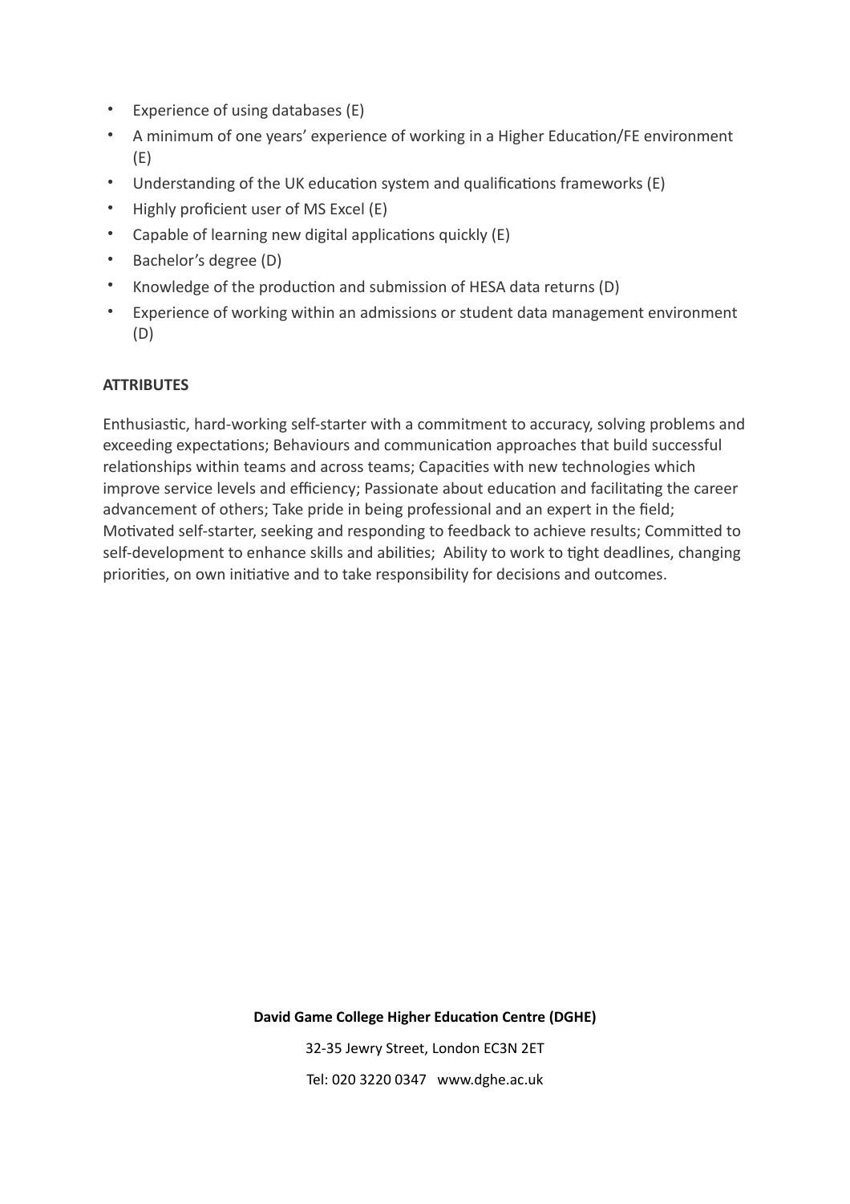- Experience of using databases (E)
- A minimum of one years' experience of working in a Higher Education/FE environment (E)
- Understanding of the UK education system and qualifications frameworks (E)
- Highly proficient user of MS Excel (E)
- Capable of learning new digital applications quickly (E)
- Bachelor's degree (D)
- Knowledge of the production and submission of HESA data returns (D)
- Experience of working within an admissions or student data management environment (D)

**ATTRIBUTES**

Enthusiastic, hard-working self-starter with a commitment to accuracy, solving problems and exceeding expectations; Behaviours and communication approaches that build successful relationships within teams and across teams; Capacities with new technologies which improve service levels and efficiency; Passionate about education and facilitating the career advancement of others; Take pride in being professional and an expert in the field; Motivated self-starter, seeking and responding to feedback to achieve results; Committed to self-development to enhance skills and abilities; Ability to work to tight deadlines, changing priorities, on own initiative and to take responsibility for decisions and outcomes.

**David Game College Higher Education Centre (DGHE)**

32-35 Jewry Street, London EC3N 2ET

Tel: 020 3220 0347 www.dghe.ac.uk